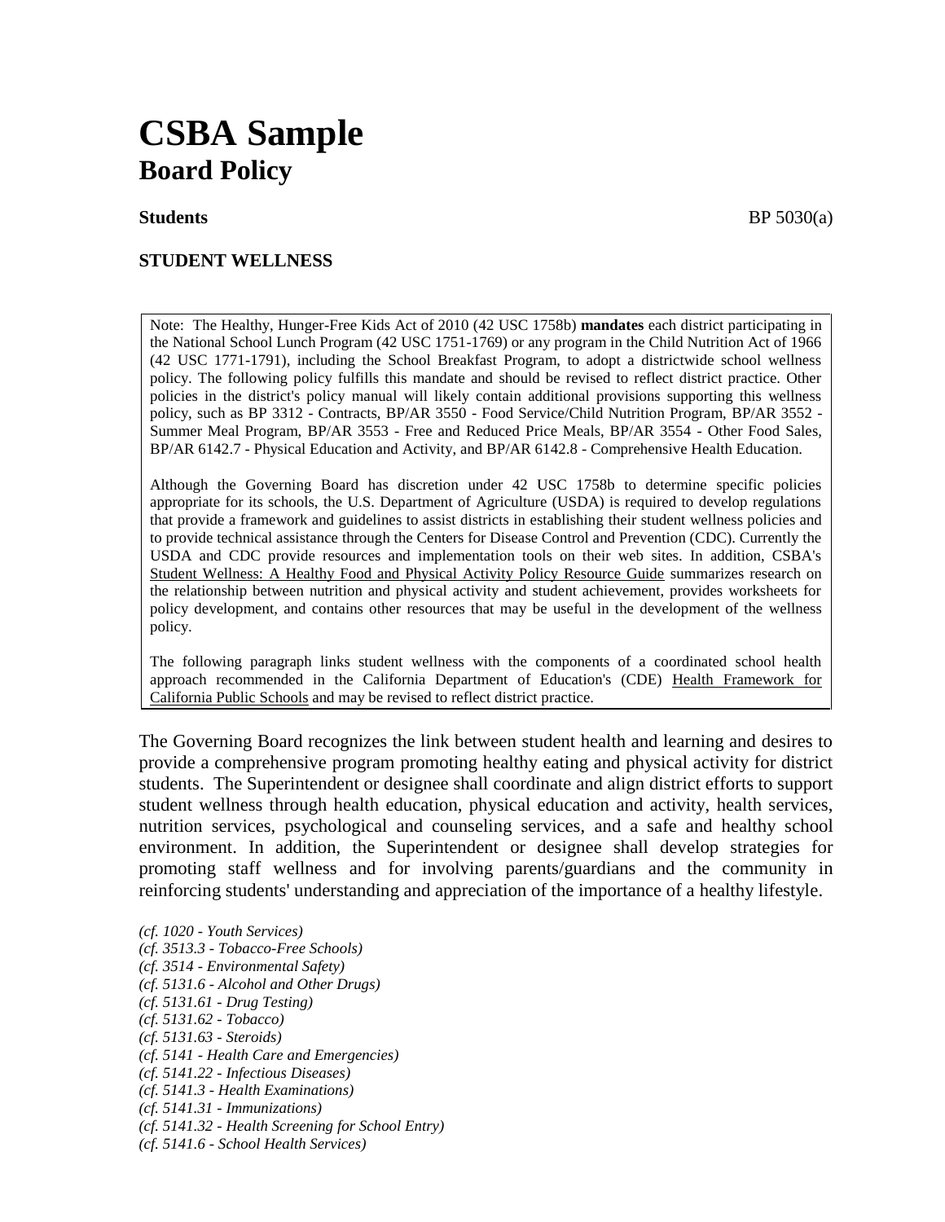# CSBA Sample
## Board Policy

**Students** BP 5030(a)

### STUDENT WELLNESS

> Note: The Healthy, Hunger-Free Kids Act of 2010 (42 USC 1758b) **mandates** each district participating in the National School Lunch Program (42 USC 1751-1769) or any program in the Child Nutrition Act of 1966 (42 USC 1771-1791), including the School Breakfast Program, to adopt a districtwide school wellness policy. The following policy fulfills this mandate and should be revised to reflect district practice. Other policies in the district's policy manual will likely contain additional provisions supporting this wellness policy, such as BP 3312 - Contracts, BP/AR 3550 - Food Service/Child Nutrition Program, BP/AR 3552 - Summer Meal Program, BP/AR 3553 - Free and Reduced Price Meals, BP/AR 3554 - Other Food Sales, BP/AR 6142.7 - Physical Education and Activity, and BP/AR 6142.8 - Comprehensive Health Education.
>
> Although the Governing Board has discretion under 42 USC 1758b to determine specific policies appropriate for its schools, the U.S. Department of Agriculture (USDA) is required to develop regulations that provide a framework and guidelines to assist districts in establishing their student wellness policies and to provide technical assistance through the Centers for Disease Control and Prevention (CDC). Currently the USDA and CDC provide resources and implementation tools on their web sites. In addition, CSBA's Student Wellness: A Healthy Food and Physical Activity Policy Resource Guide summarizes research on the relationship between nutrition and physical activity and student achievement, provides worksheets for policy development, and contains other resources that may be useful in the development of the wellness policy.
>
> The following paragraph links student wellness with the components of a coordinated school health approach recommended in the California Department of Education's (CDE) Health Framework for California Public Schools and may be revised to reflect district practice.

The Governing Board recognizes the link between student health and learning and desires to provide a comprehensive program promoting healthy eating and physical activity for district students. The Superintendent or designee shall coordinate and align district efforts to support student wellness through health education, physical education and activity, health services, nutrition services, psychological and counseling services, and a safe and healthy school environment. In addition, the Superintendent or designee shall develop strategies for promoting staff wellness and for involving parents/guardians and the community in reinforcing students' understanding and appreciation of the importance of a healthy lifestyle.

*(cf. 1020 - Youth Services)*
*(cf. 3513.3 - Tobacco-Free Schools)*
*(cf. 3514 - Environmental Safety)*
*(cf. 5131.6 - Alcohol and Other Drugs)*
*(cf. 5131.61 - Drug Testing)*
*(cf. 5131.62 - Tobacco)*
*(cf. 5131.63 - Steroids)*
*(cf. 5141 - Health Care and Emergencies)*
*(cf. 5141.22 - Infectious Diseases)*
*(cf. 5141.3 - Health Examinations)*
*(cf. 5141.31 - Immunizations)*
*(cf. 5141.32 - Health Screening for School Entry)*
*(cf. 5141.6 - School Health Services)*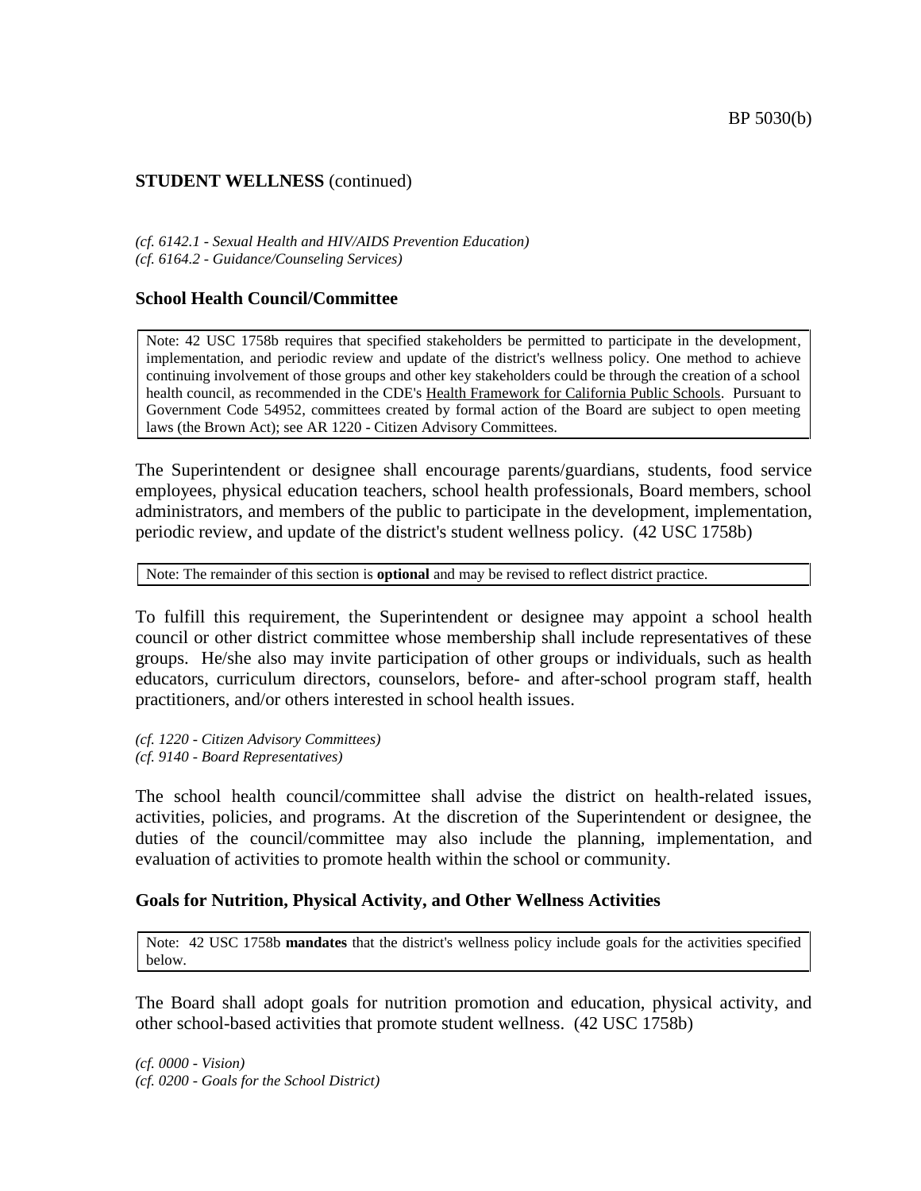**STUDENT WELLNESS** (continued)

*(cf. 6142.1 - Sexual Health and HIV/AIDS Prevention Education)*
*(cf. 6164.2 - Guidance/Counseling Services)*

### School Health Council/Committee

> Note: 42 USC 1758b requires that specified stakeholders be permitted to participate in the development, implementation, and periodic review and update of the district's wellness policy. One method to achieve continuing involvement of those groups and other key stakeholders could be through the creation of a school health council, as recommended in the CDE's Health Framework for California Public Schools. Pursuant to Government Code 54952, committees created by formal action of the Board are subject to open meeting laws (the Brown Act); see AR 1220 - Citizen Advisory Committees.

The Superintendent or designee shall encourage parents/guardians, students, food service employees, physical education teachers, school health professionals, Board members, school administrators, and members of the public to participate in the development, implementation, periodic review, and update of the district's student wellness policy. (42 USC 1758b)

> Note: The remainder of this section is **optional** and may be revised to reflect district practice.

To fulfill this requirement, the Superintendent or designee may appoint a school health council or other district committee whose membership shall include representatives of these groups. He/she also may invite participation of other groups or individuals, such as health educators, curriculum directors, counselors, before- and after-school program staff, health practitioners, and/or others interested in school health issues.

*(cf. 1220 - Citizen Advisory Committees)*
*(cf. 9140 - Board Representatives)*

The school health council/committee shall advise the district on health-related issues, activities, policies, and programs. At the discretion of the Superintendent or designee, the duties of the council/committee may also include the planning, implementation, and evaluation of activities to promote health within the school or community.

### Goals for Nutrition, Physical Activity, and Other Wellness Activities

> Note: 42 USC 1758b **mandates** that the district's wellness policy include goals for the activities specified below.

The Board shall adopt goals for nutrition promotion and education, physical activity, and other school-based activities that promote student wellness. (42 USC 1758b)

*(cf. 0000 - Vision)*
*(cf. 0200 - Goals for the School District)*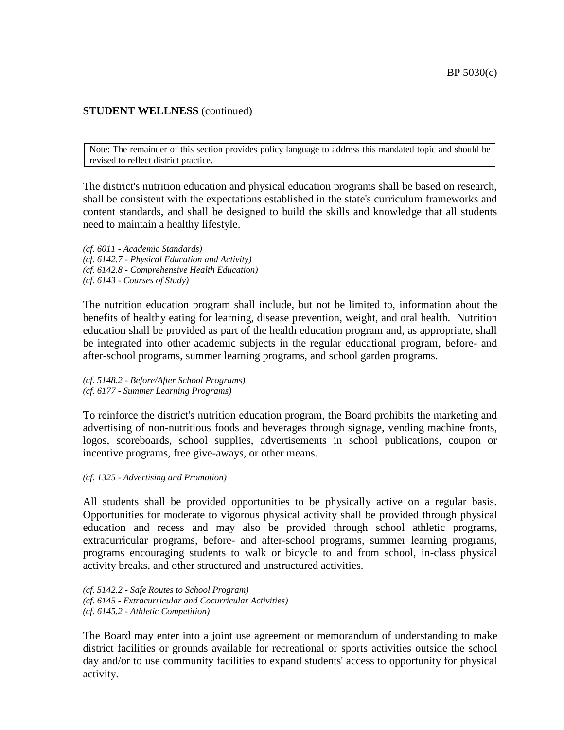**STUDENT WELLNESS** (continued)

> Note: The remainder of this section provides policy language to address this mandated topic and should be revised to reflect district practice.

The district's nutrition education and physical education programs shall be based on research, shall be consistent with the expectations established in the state's curriculum frameworks and content standards, and shall be designed to build the skills and knowledge that all students need to maintain a healthy lifestyle.

*(cf. 6011 - Academic Standards)*
*(cf. 6142.7 - Physical Education and Activity)*
*(cf. 6142.8 - Comprehensive Health Education)*
*(cf. 6143 - Courses of Study)*

The nutrition education program shall include, but not be limited to, information about the benefits of healthy eating for learning, disease prevention, weight, and oral health. Nutrition education shall be provided as part of the health education program and, as appropriate, shall be integrated into other academic subjects in the regular educational program, before- and after-school programs, summer learning programs, and school garden programs.

*(cf. 5148.2 - Before/After School Programs)*
*(cf. 6177 - Summer Learning Programs)*

To reinforce the district's nutrition education program, the Board prohibits the marketing and advertising of non-nutritious foods and beverages through signage, vending machine fronts, logos, scoreboards, school supplies, advertisements in school publications, coupon or incentive programs, free give-aways, or other means.

*(cf. 1325 - Advertising and Promotion)*

All students shall be provided opportunities to be physically active on a regular basis. Opportunities for moderate to vigorous physical activity shall be provided through physical education and recess and may also be provided through school athletic programs, extracurricular programs, before- and after-school programs, summer learning programs, programs encouraging students to walk or bicycle to and from school, in-class physical activity breaks, and other structured and unstructured activities.

*(cf. 5142.2 - Safe Routes to School Program)*
*(cf. 6145 - Extracurricular and Cocurricular Activities)*
*(cf. 6145.2 - Athletic Competition)*

The Board may enter into a joint use agreement or memorandum of understanding to make district facilities or grounds available for recreational or sports activities outside the school day and/or to use community facilities to expand students' access to opportunity for physical activity.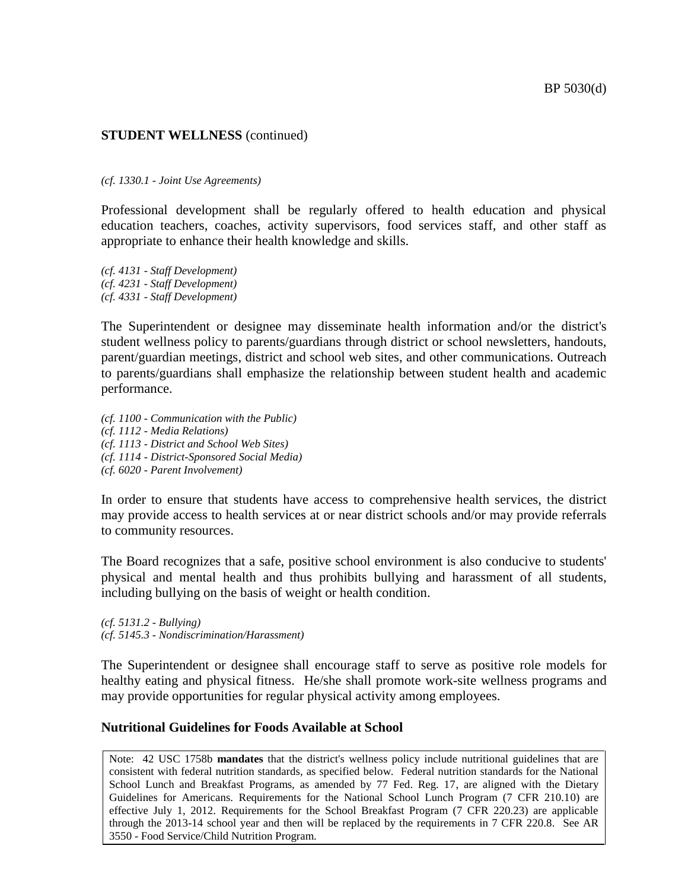**STUDENT WELLNESS** (continued)

*(cf. 1330.1 - Joint Use Agreements)*

Professional development shall be regularly offered to health education and physical education teachers, coaches, activity supervisors, food services staff, and other staff as appropriate to enhance their health knowledge and skills.

*(cf. 4131 - Staff Development)*
*(cf. 4231 - Staff Development)*
*(cf. 4331 - Staff Development)*

The Superintendent or designee may disseminate health information and/or the district's student wellness policy to parents/guardians through district or school newsletters, handouts, parent/guardian meetings, district and school web sites, and other communications. Outreach to parents/guardians shall emphasize the relationship between student health and academic performance.

*(cf. 1100 - Communication with the Public)*
*(cf. 1112 - Media Relations)*
*(cf. 1113 - District and School Web Sites)*
*(cf. 1114 - District-Sponsored Social Media)*
*(cf. 6020 - Parent Involvement)*

In order to ensure that students have access to comprehensive health services, the district may provide access to health services at or near district schools and/or may provide referrals to community resources.

The Board recognizes that a safe, positive school environment is also conducive to students' physical and mental health and thus prohibits bullying and harassment of all students, including bullying on the basis of weight or health condition.

*(cf. 5131.2 - Bullying)*
*(cf. 5145.3 - Nondiscrimination/Harassment)*

The Superintendent or designee shall encourage staff to serve as positive role models for healthy eating and physical fitness. He/she shall promote work-site wellness programs and may provide opportunities for regular physical activity among employees.

**Nutritional Guidelines for Foods Available at School**

Note: 42 USC 1758b **mandates** that the district's wellness policy include nutritional guidelines that are consistent with federal nutrition standards, as specified below. Federal nutrition standards for the National School Lunch and Breakfast Programs, as amended by 77 Fed. Reg. 17, are aligned with the Dietary Guidelines for Americans. Requirements for the National School Lunch Program (7 CFR 210.10) are effective July 1, 2012. Requirements for the School Breakfast Program (7 CFR 220.23) are applicable through the 2013-14 school year and then will be replaced by the requirements in 7 CFR 220.8. See AR 3550 - Food Service/Child Nutrition Program.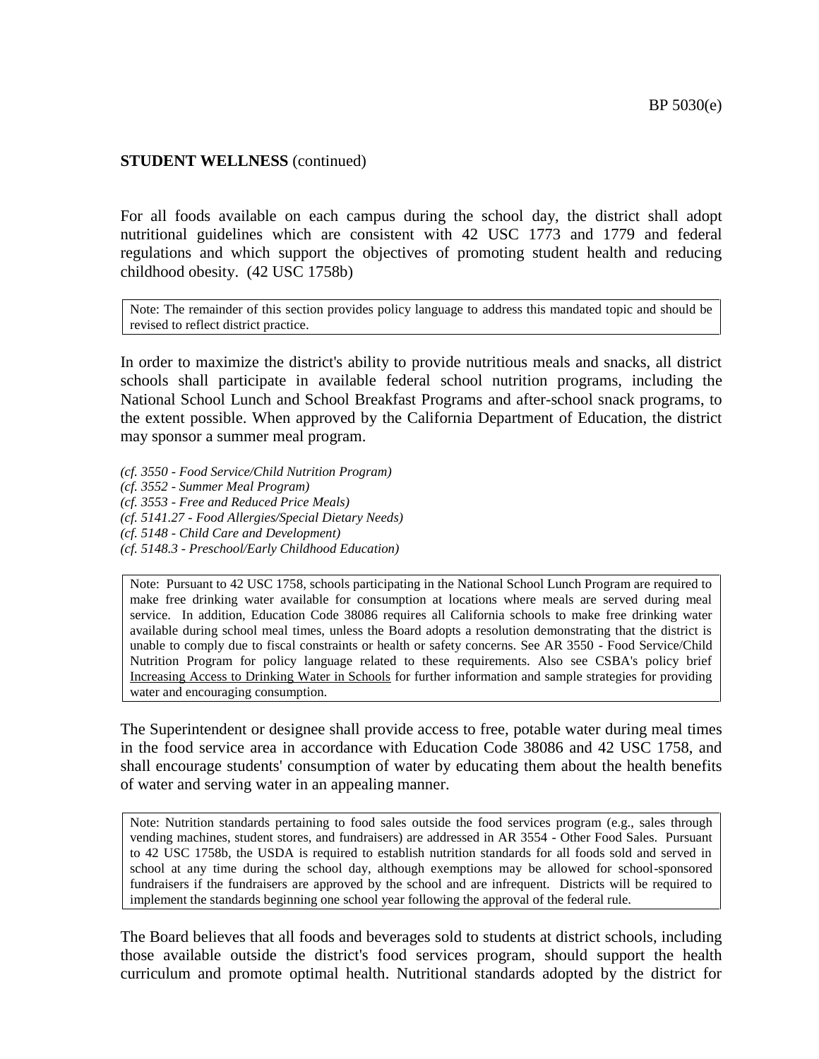**STUDENT WELLNESS** (continued)

For all foods available on each campus during the school day, the district shall adopt nutritional guidelines which are consistent with 42 USC 1773 and 1779 and federal regulations and which support the objectives of promoting student health and reducing childhood obesity. (42 USC 1758b)

> Note: The remainder of this section provides policy language to address this mandated topic and should be revised to reflect district practice.

In order to maximize the district's ability to provide nutritious meals and snacks, all district schools shall participate in available federal school nutrition programs, including the National School Lunch and School Breakfast Programs and after-school snack programs, to the extent possible. When approved by the California Department of Education, the district may sponsor a summer meal program.

*(cf. 3550 - Food Service/Child Nutrition Program)*
*(cf. 3552 - Summer Meal Program)*
*(cf. 3553 - Free and Reduced Price Meals)*
*(cf. 5141.27 - Food Allergies/Special Dietary Needs)*
*(cf. 5148 - Child Care and Development)*
*(cf. 5148.3 - Preschool/Early Childhood Education)*

> Note: Pursuant to 42 USC 1758, schools participating in the National School Lunch Program are required to make free drinking water available for consumption at locations where meals are served during meal service. In addition, Education Code 38086 requires all California schools to make free drinking water available during school meal times, unless the Board adopts a resolution demonstrating that the district is unable to comply due to fiscal constraints or health or safety concerns. See AR 3550 - Food Service/Child Nutrition Program for policy language related to these requirements. Also see CSBA's policy brief Increasing Access to Drinking Water in Schools for further information and sample strategies for providing water and encouraging consumption.

The Superintendent or designee shall provide access to free, potable water during meal times in the food service area in accordance with Education Code 38086 and 42 USC 1758, and shall encourage students' consumption of water by educating them about the health benefits of water and serving water in an appealing manner.

> Note: Nutrition standards pertaining to food sales outside the food services program (e.g., sales through vending machines, student stores, and fundraisers) are addressed in AR 3554 - Other Food Sales. Pursuant to 42 USC 1758b, the USDA is required to establish nutrition standards for all foods sold and served in school at any time during the school day, although exemptions may be allowed for school-sponsored fundraisers if the fundraisers are approved by the school and are infrequent. Districts will be required to implement the standards beginning one school year following the approval of the federal rule.

The Board believes that all foods and beverages sold to students at district schools, including those available outside the district's food services program, should support the health curriculum and promote optimal health. Nutritional standards adopted by the district for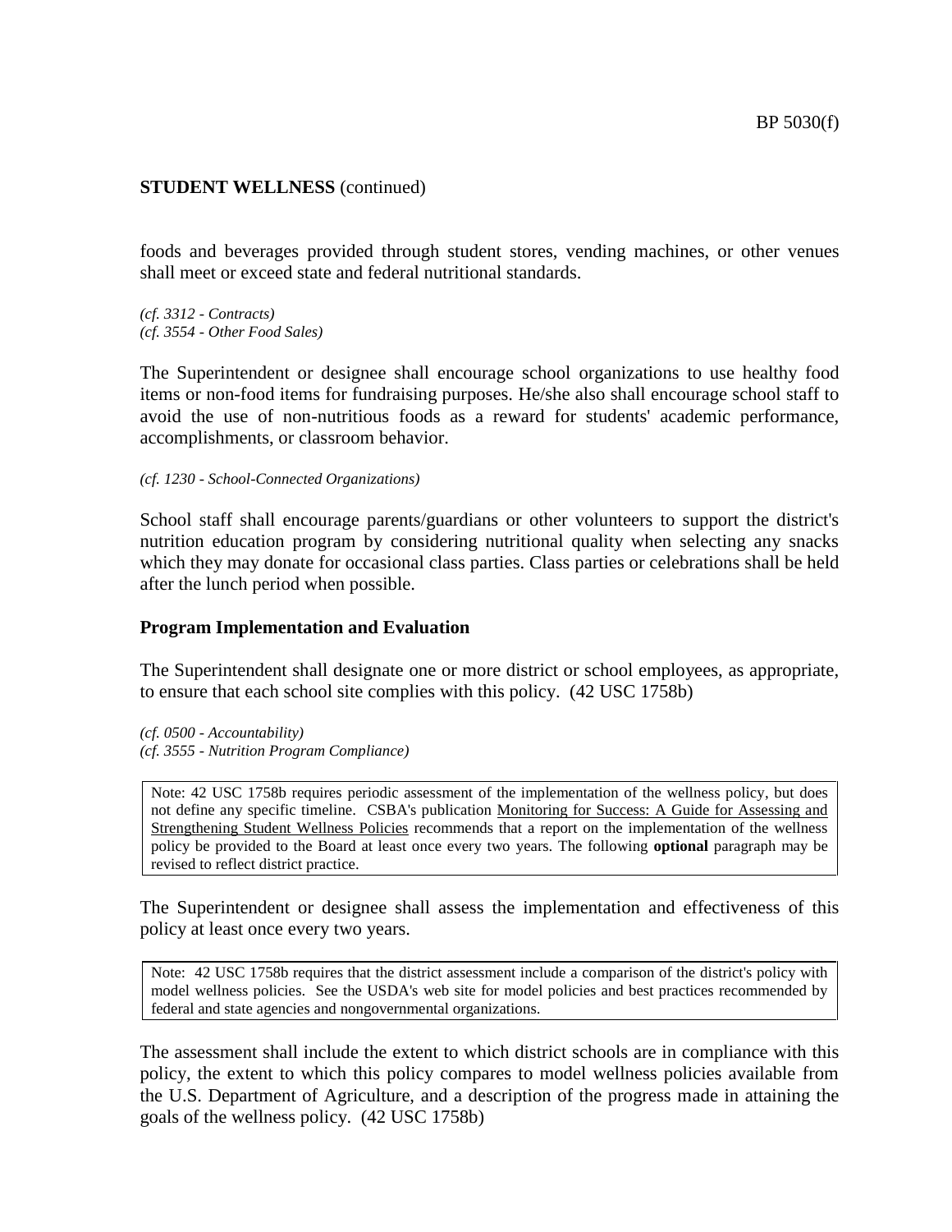**STUDENT WELLNESS** (continued)

foods and beverages provided through student stores, vending machines, or other venues shall meet or exceed state and federal nutritional standards.

*(cf. 3312 - Contracts)*
*(cf. 3554 - Other Food Sales)*

The Superintendent or designee shall encourage school organizations to use healthy food items or non-food items for fundraising purposes. He/she also shall encourage school staff to avoid the use of non-nutritious foods as a reward for students' academic performance, accomplishments, or classroom behavior.

*(cf. 1230 - School-Connected Organizations)*

School staff shall encourage parents/guardians or other volunteers to support the district's nutrition education program by considering nutritional quality when selecting any snacks which they may donate for occasional class parties. Class parties or celebrations shall be held after the lunch period when possible.

**Program Implementation and Evaluation**

The Superintendent shall designate one or more district or school employees, as appropriate, to ensure that each school site complies with this policy. (42 USC 1758b)

*(cf. 0500 - Accountability)*
*(cf. 3555 - Nutrition Program Compliance)*

> Note: 42 USC 1758b requires periodic assessment of the implementation of the wellness policy, but does not define any specific timeline. CSBA's publication Monitoring for Success: A Guide for Assessing and Strengthening Student Wellness Policies recommends that a report on the implementation of the wellness policy be provided to the Board at least once every two years. The following **optional** paragraph may be revised to reflect district practice.

The Superintendent or designee shall assess the implementation and effectiveness of this policy at least once every two years.

> Note: 42 USC 1758b requires that the district assessment include a comparison of the district's policy with model wellness policies. See the USDA's web site for model policies and best practices recommended by federal and state agencies and nongovernmental organizations.

The assessment shall include the extent to which district schools are in compliance with this policy, the extent to which this policy compares to model wellness policies available from the U.S. Department of Agriculture, and a description of the progress made in attaining the goals of the wellness policy. (42 USC 1758b)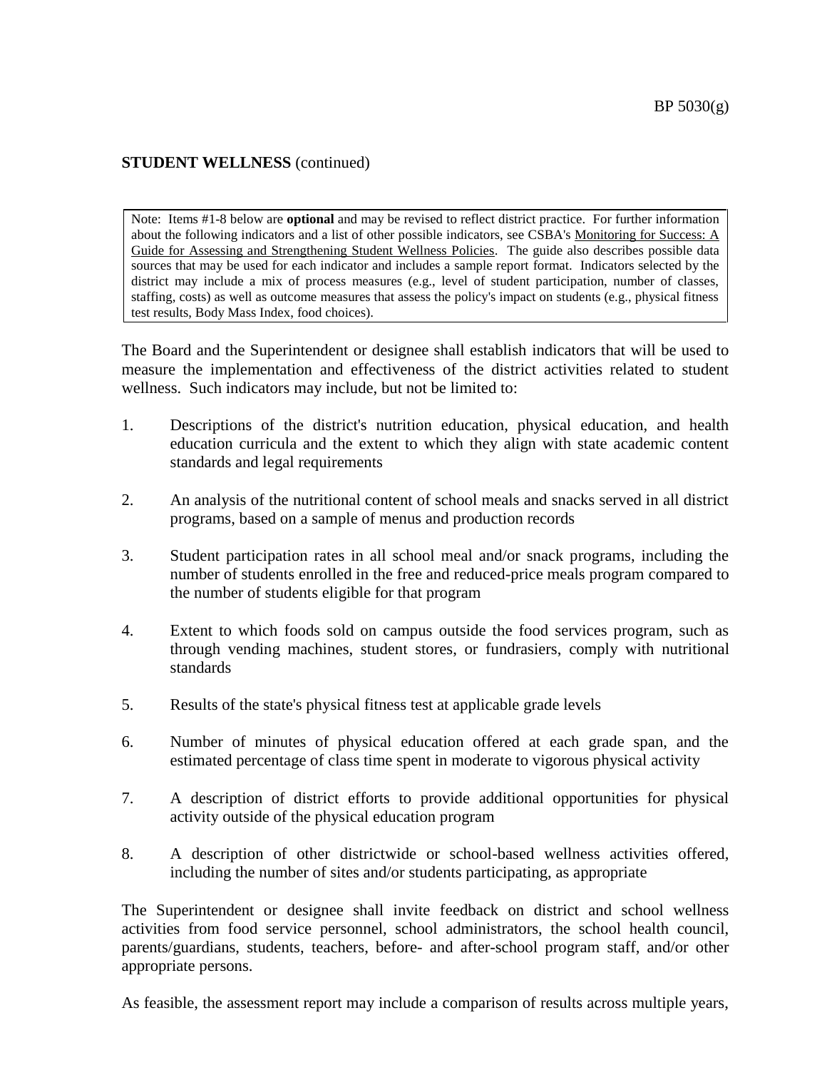**STUDENT WELLNESS** (continued)

> Note: Items #1-8 below are **optional** and may be revised to reflect district practice. For further information about the following indicators and a list of other possible indicators, see CSBA's Monitoring for Success: A Guide for Assessing and Strengthening Student Wellness Policies. The guide also describes possible data sources that may be used for each indicator and includes a sample report format. Indicators selected by the district may include a mix of process measures (e.g., level of student participation, number of classes, staffing, costs) as well as outcome measures that assess the policy's impact on students (e.g., physical fitness test results, Body Mass Index, food choices).

The Board and the Superintendent or designee shall establish indicators that will be used to measure the implementation and effectiveness of the district activities related to student wellness. Such indicators may include, but not be limited to:

1. Descriptions of the district's nutrition education, physical education, and health education curricula and the extent to which they align with state academic content standards and legal requirements

2. An analysis of the nutritional content of school meals and snacks served in all district programs, based on a sample of menus and production records

3. Student participation rates in all school meal and/or snack programs, including the number of students enrolled in the free and reduced-price meals program compared to the number of students eligible for that program

4. Extent to which foods sold on campus outside the food services program, such as through vending machines, student stores, or fundrasiers, comply with nutritional standards

5. Results of the state's physical fitness test at applicable grade levels

6. Number of minutes of physical education offered at each grade span, and the estimated percentage of class time spent in moderate to vigorous physical activity

7. A description of district efforts to provide additional opportunities for physical activity outside of the physical education program

8. A description of other districtwide or school-based wellness activities offered, including the number of sites and/or students participating, as appropriate

The Superintendent or designee shall invite feedback on district and school wellness activities from food service personnel, school administrators, the school health council, parents/guardians, students, teachers, before- and after-school program staff, and/or other appropriate persons.

As feasible, the assessment report may include a comparison of results across multiple years,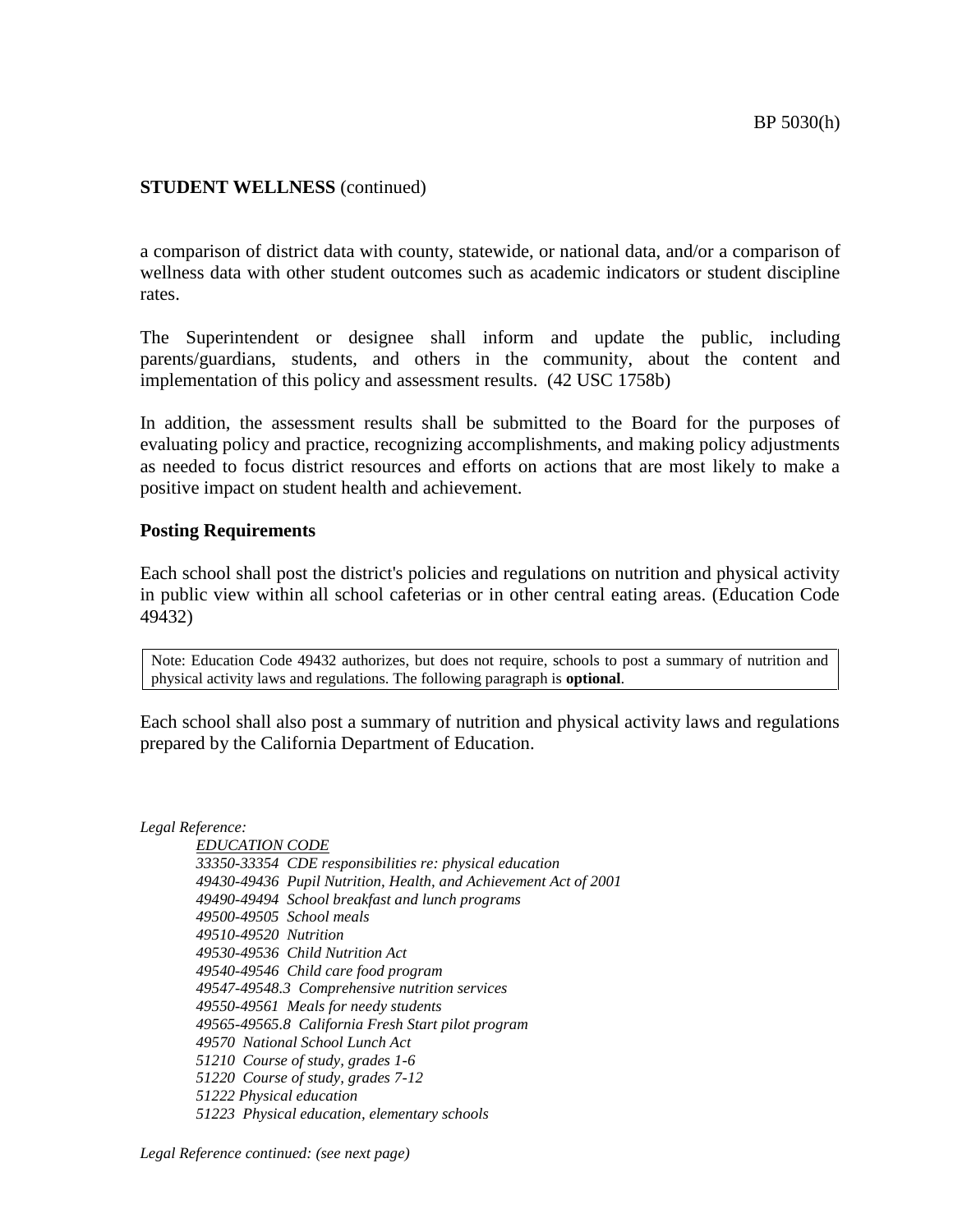**STUDENT WELLNESS** (continued)

a comparison of district data with county, statewide, or national data, and/or a comparison of wellness data with other student outcomes such as academic indicators or student discipline rates.

The Superintendent or designee shall inform and update the public, including parents/guardians, students, and others in the community, about the content and implementation of this policy and assessment results. (42 USC 1758b)

In addition, the assessment results shall be submitted to the Board for the purposes of evaluating policy and practice, recognizing accomplishments, and making policy adjustments as needed to focus district resources and efforts on actions that are most likely to make a positive impact on student health and achievement.

**Posting Requirements**

Each school shall post the district's policies and regulations on nutrition and physical activity in public view within all school cafeterias or in other central eating areas. (Education Code 49432)

> Note: Education Code 49432 authorizes, but does not require, schools to post a summary of nutrition and physical activity laws and regulations. The following paragraph is **optional**.

Each school shall also post a summary of nutrition and physical activity laws and regulations prepared by the California Department of Education.

*Legal Reference:*

*EDUCATION CODE*
*33350-33354 CDE responsibilities re: physical education*
*49430-49436 Pupil Nutrition, Health, and Achievement Act of 2001*
*49490-49494 School breakfast and lunch programs*
*49500-49505 School meals*
*49510-49520 Nutrition*
*49530-49536 Child Nutrition Act*
*49540-49546 Child care food program*
*49547-49548.3 Comprehensive nutrition services*
*49550-49561 Meals for needy students*
*49565-49565.8 California Fresh Start pilot program*
*49570 National School Lunch Act*
*51210 Course of study, grades 1-6*
*51220 Course of study, grades 7-12*
*51222 Physical education*
*51223 Physical education, elementary schools*

*Legal Reference continued: (see next page)*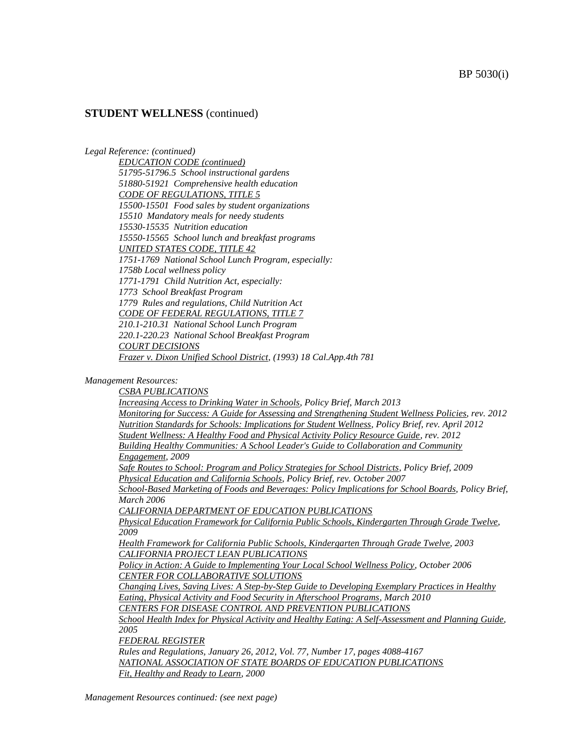**STUDENT WELLNESS** (continued)

*Legal Reference: (continued)*

*EDUCATION CODE (continued)*
*51795-51796.5 School instructional gardens*
*51880-51921 Comprehensive health education*
*CODE OF REGULATIONS, TITLE 5*
*15500-15501 Food sales by student organizations*
*15510 Mandatory meals for needy students*
*15530-15535 Nutrition education*
*15550-15565 School lunch and breakfast programs*
*UNITED STATES CODE, TITLE 42*
*1751-1769 National School Lunch Program, especially:*
*1758b Local wellness policy*
*1771-1791 Child Nutrition Act, especially:*
*1773 School Breakfast Program*
*1779 Rules and regulations, Child Nutrition Act*
*CODE OF FEDERAL REGULATIONS, TITLE 7*
*210.1-210.31 National School Lunch Program*
*220.1-220.23 National School Breakfast Program*
*COURT DECISIONS*
*Frazer v. Dixon Unified School District, (1993) 18 Cal.App.4th 781*

*Management Resources:*

*CSBA PUBLICATIONS*
*Increasing Access to Drinking Water in Schools, Policy Brief, March 2013*
*Monitoring for Success: A Guide for Assessing and Strengthening Student Wellness Policies, rev. 2012*
*Nutrition Standards for Schools: Implications for Student Wellness, Policy Brief, rev. April 2012*
*Student Wellness: A Healthy Food and Physical Activity Policy Resource Guide, rev. 2012*
*Building Healthy Communities: A School Leader's Guide to Collaboration and Community Engagement, 2009*
*Safe Routes to School: Program and Policy Strategies for School Districts, Policy Brief, 2009*
*Physical Education and California Schools, Policy Brief, rev. October 2007*
*School-Based Marketing of Foods and Beverages: Policy Implications for School Boards, Policy Brief, March 2006*
*CALIFORNIA DEPARTMENT OF EDUCATION PUBLICATIONS*
*Physical Education Framework for California Public Schools, Kindergarten Through Grade Twelve, 2009*
*Health Framework for California Public Schools, Kindergarten Through Grade Twelve, 2003*
*CALIFORNIA PROJECT LEAN PUBLICATIONS*
*Policy in Action: A Guide to Implementing Your Local School Wellness Policy, October 2006*
*CENTER FOR COLLABORATIVE SOLUTIONS*
*Changing Lives, Saving Lives: A Step-by-Step Guide to Developing Exemplary Practices in Healthy Eating, Physical Activity and Food Security in Afterschool Programs, March 2010*
*CENTERS FOR DISEASE CONTROL AND PREVENTION PUBLICATIONS*
*School Health Index for Physical Activity and Healthy Eating: A Self-Assessment and Planning Guide, 2005*
*FEDERAL REGISTER*
*Rules and Regulations, January 26, 2012, Vol. 77, Number 17, pages 4088-4167*
*NATIONAL ASSOCIATION OF STATE BOARDS OF EDUCATION PUBLICATIONS*
*Fit, Healthy and Ready to Learn, 2000*

*Management Resources continued: (see next page)*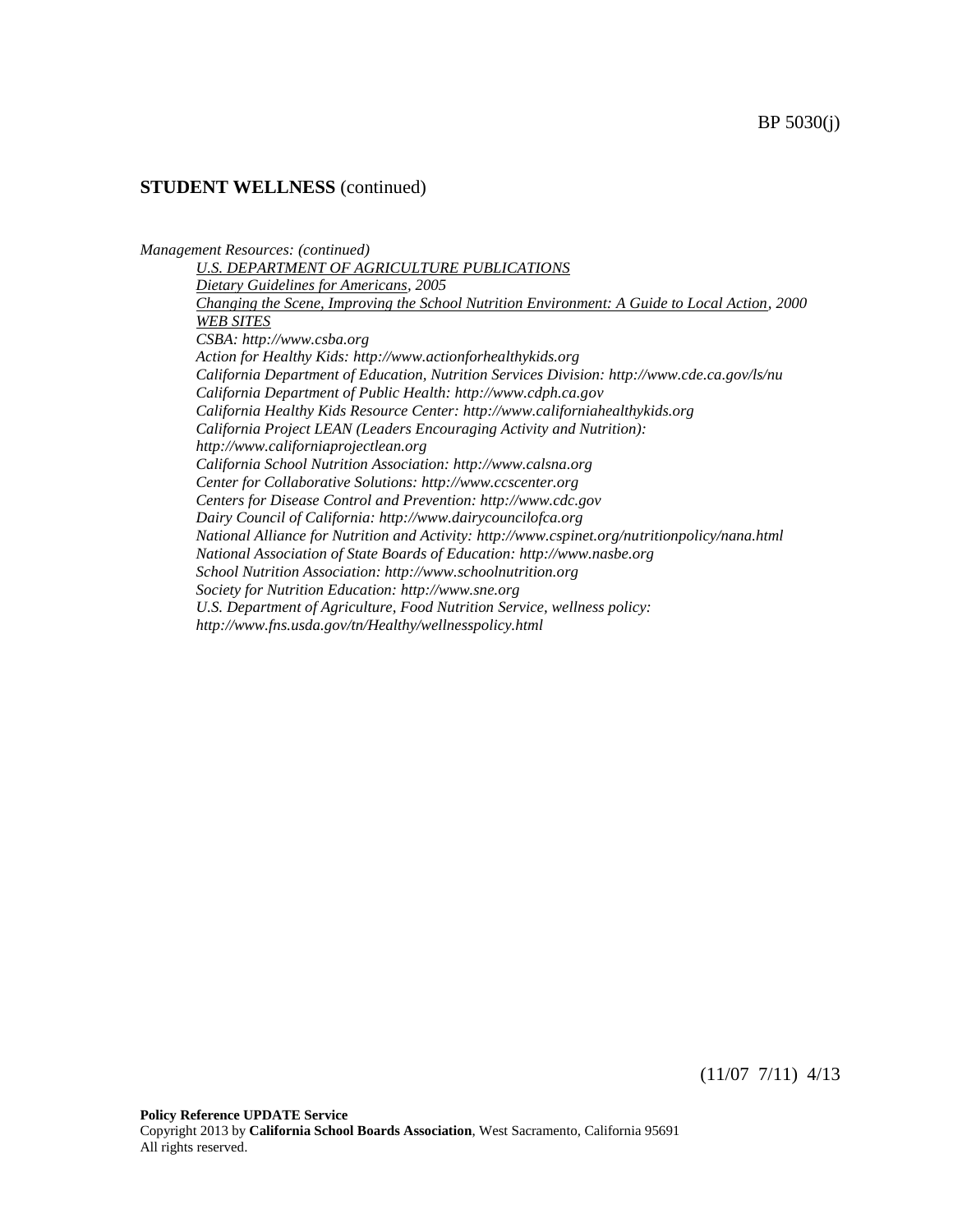**STUDENT WELLNESS** (continued)

*Management Resources: (continued)*

*U.S. DEPARTMENT OF AGRICULTURE PUBLICATIONS*

*Dietary Guidelines for Americans, 2005*

*Changing the Scene, Improving the School Nutrition Environment: A Guide to Local Action, 2000*

*WEB SITES*

*CSBA: http://www.csba.org*

*Action for Healthy Kids: http://www.actionforhealthykids.org*

*California Department of Education, Nutrition Services Division: http://www.cde.ca.gov/ls/nu*

*California Department of Public Health: http://www.cdph.ca.gov*

*California Healthy Kids Resource Center: http://www.californiahealthykids.org*

*California Project LEAN (Leaders Encouraging Activity and Nutrition): http://www.californiaprojectlean.org*

*California School Nutrition Association: http://www.calsna.org*

*Center for Collaborative Solutions: http://www.ccscenter.org*

*Centers for Disease Control and Prevention: http://www.cdc.gov*

*Dairy Council of California: http://www.dairycouncilofca.org*

*National Alliance for Nutrition and Activity: http://www.cspinet.org/nutritionpolicy/nana.html*

*National Association of State Boards of Education: http://www.nasbe.org*

*School Nutrition Association: http://www.schoolnutrition.org*

*Society for Nutrition Education: http://www.sne.org*

*U.S. Department of Agriculture, Food Nutrition Service, wellness policy: http://www.fns.usda.gov/tn/Healthy/wellnesspolicy.html*

(11/07 7/11) 4/13

**Policy Reference UPDATE Service**
Copyright 2013 by **California School Boards Association**, West Sacramento, California 95691
All rights reserved.